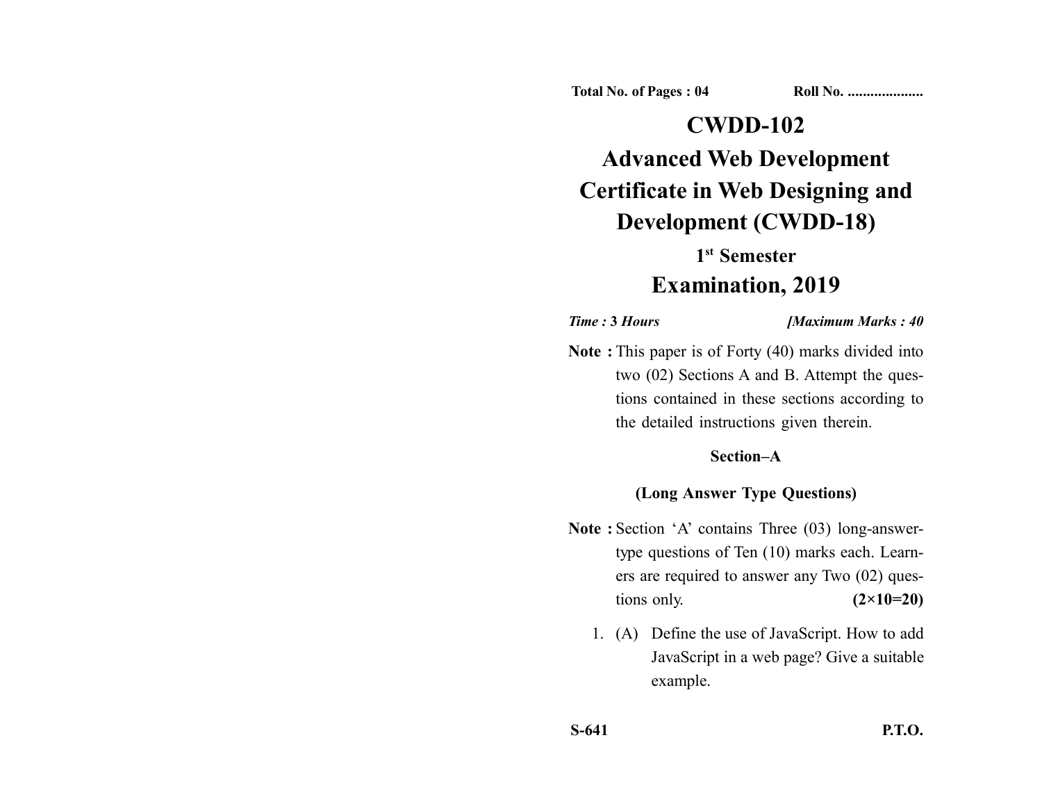Total No. of Pages : 04 Roll No. ...................

# CWDD-102

# Advanced Web Development

# Certificate in Web Designing and Development (CWDD-18)

## 1st Semester

## Examination, 2019

*Time :* **3** *Hours* *[Maximum Marks : 40*

**Note :** This paper is of Forty (40) marks divided into two (02) Sections A and B. Attempt the questions contained in these sections according to the detailed instructions given therein.

### Section–A

### (Long Answer Type Questions)

**Note :** Section 'A' contains Three (03) long-answer-type questions of Ten (10) marks each. Learners are required to answer any Two (02) questions only. **(2×10=20)**

1. (A) Define the use of JavaScript. How to add JavaScript in a web page? Give a suitable example.

**S-641** **P.T.O.**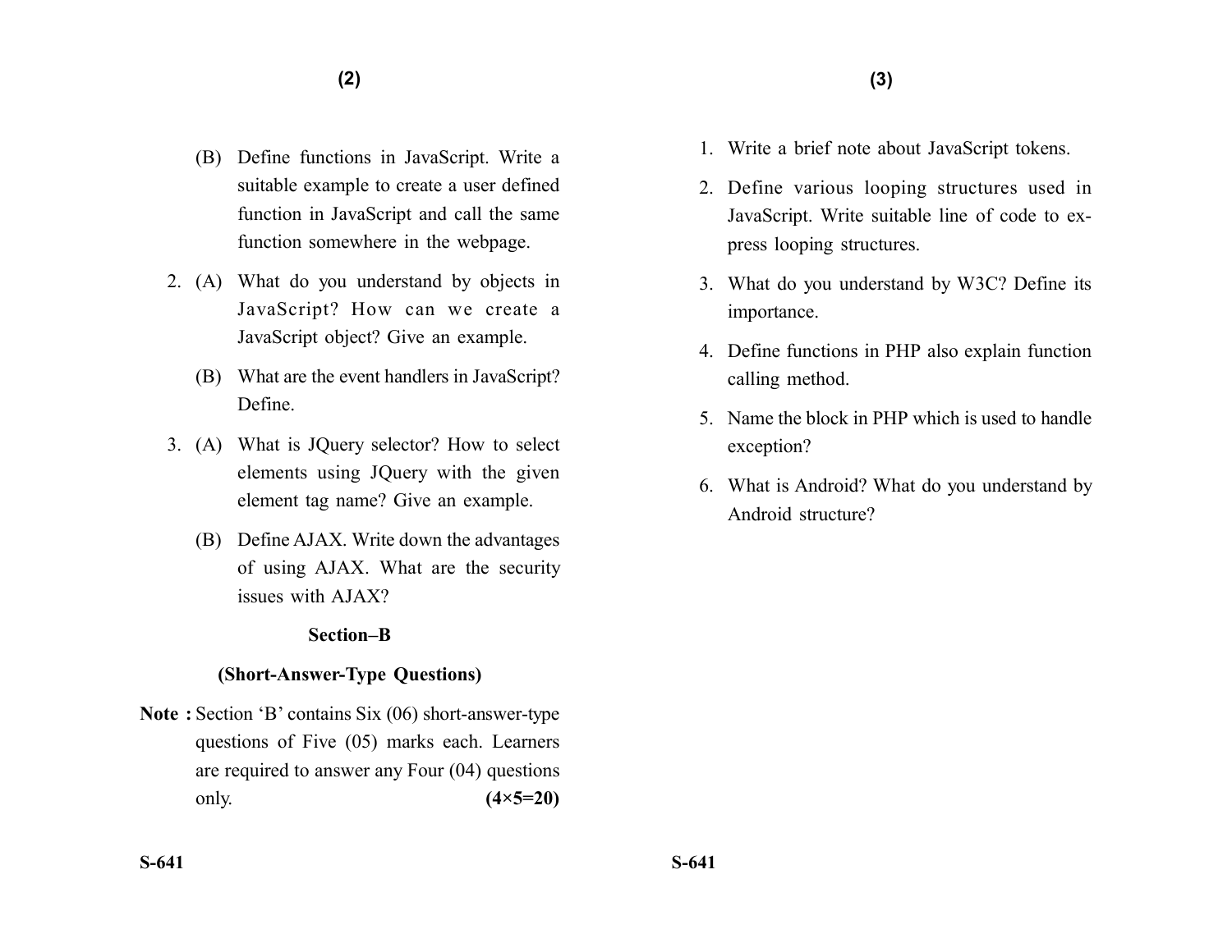(B) Define functions in JavaScript. Write a suitable example to create a user defined function in JavaScript and call the same function somewhere in the webpage.

2. (A) What do you understand by objects in JavaScript? How can we create a JavaScript object? Give an example.

   (B) What are the event handlers in JavaScript? Define.

3. (A) What is JQuery selector? How to select elements using JQuery with the given element tag name? Give an example.

   (B) Define AJAX. Write down the advantages of using AJAX. What are the security issues with AJAX?

## Section–B

### (Short-Answer-Type Questions)

**Note :** Section 'B' contains Six (06) short-answer-type questions of Five (05) marks each. Learners are required to answer any Four (04) questions only. **(4×5=20)**

1. Write a brief note about JavaScript tokens.
2. Define various looping structures used in JavaScript. Write suitable line of code to express looping structures.
3. What do you understand by W3C? Define its importance.
4. Define functions in PHP also explain function calling method.
5. Name the block in PHP which is used to handle exception?
6. What is Android? What do you understand by Android structure?